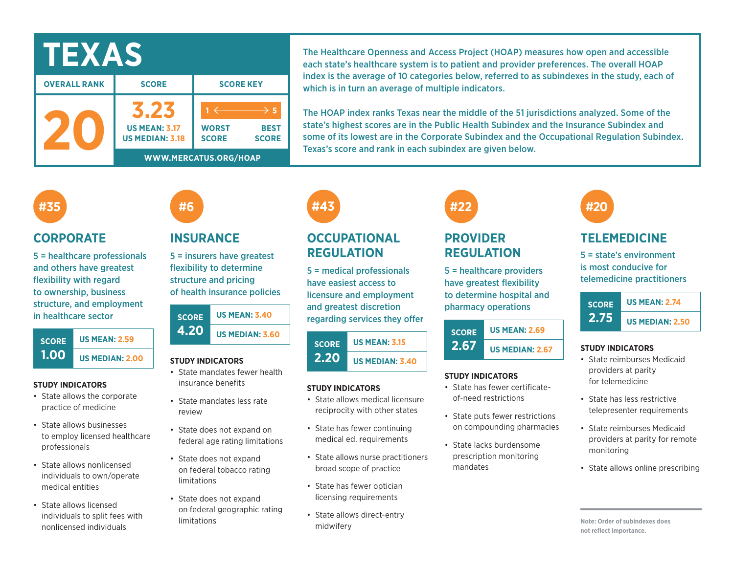# TEXAS

| OVERALL RANK | SCORE | SCORE KEY |
|---|---|---|
| 20 | 3.23<br>US MEAN: 3.17<br>US MEDIAN: 3.18 | 1 ← → 5<br>WORST SCORE — BEST SCORE |

WWW.MERCATUS.ORG/HOAP

The Healthcare Openness and Access Project (HOAP) measures how open and accessible each state's healthcare system is to patient and provider preferences. The overall HOAP index is the average of 10 categories below, referred to as subindexes in the study, each of which is in turn an average of multiple indicators.

The HOAP index ranks Texas near the middle of the 51 jurisdictions analyzed. Some of the state's highest scores are in the Public Health Subindex and the Insurance Subindex and some of its lowest are in the Corporate Subindex and the Occupational Regulation Subindex. Texas's score and rank in each subindex are given below.

## #35 CORPORATE

5 = healthcare professionals and others have greatest flexibility with regard to ownership, business structure, and employment in healthcare sector

| SCORE | |
|---|---|
| 1.00 | US MEAN: 2.59 |
| | US MEDIAN: 2.00 |

**STUDY INDICATORS**

- State allows the corporate practice of medicine
- State allows businesses to employ licensed healthcare professionals
- State allows nonlicensed individuals to own/operate medical entities
- State allows licensed individuals to split fees with nonlicensed individuals

## #6 INSURANCE

5 = insurers have greatest flexibility to determine structure and pricing of health insurance policies

| SCORE | |
|---|---|
| 4.20 | US MEAN: 3.40 |
| | US MEDIAN: 3.60 |

**STUDY INDICATORS**

- State mandates fewer health insurance benefits
- State mandates less rate review
- State does not expand on federal age rating limitations
- State does not expand on federal tobacco rating limitations
- State does not expand on federal geographic rating limitations

## #43 OCCUPATIONAL REGULATION

5 = medical professionals have easiest access to licensure and employment and greatest discretion regarding services they offer

| SCORE | |
|---|---|
| 2.20 | US MEAN: 3.15 |
| | US MEDIAN: 3.40 |

**STUDY INDICATORS**

- State allows medical licensure reciprocity with other states
- State has fewer continuing medical ed. requirements
- State allows nurse practitioners broad scope of practice
- State has fewer optician licensing requirements
- State allows direct-entry midwifery

## #22 PROVIDER REGULATION

5 = healthcare providers have greatest flexibility to determine hospital and pharmacy operations

| SCORE | |
|---|---|
| 2.67 | US MEAN: 2.69 |
| | US MEDIAN: 2.67 |

**STUDY INDICATORS**

- State has fewer certificate-of-need restrictions
- State puts fewer restrictions on compounding pharmacies
- State lacks burdensome prescription monitoring mandates

## #20 TELEMEDICINE

5 = state's environment is most conducive for telemedicine practitioners

| SCORE | |
|---|---|
| 2.75 | US MEAN: 2.74 |
| | US MEDIAN: 2.50 |

**STUDY INDICATORS**

- State reimburses Medicaid providers at parity for telemedicine
- State has less restrictive telepresenter requirements
- State reimburses Medicaid providers at parity for remote monitoring
- State allows online prescribing

**Note: Order of subindexes does not reflect importance.**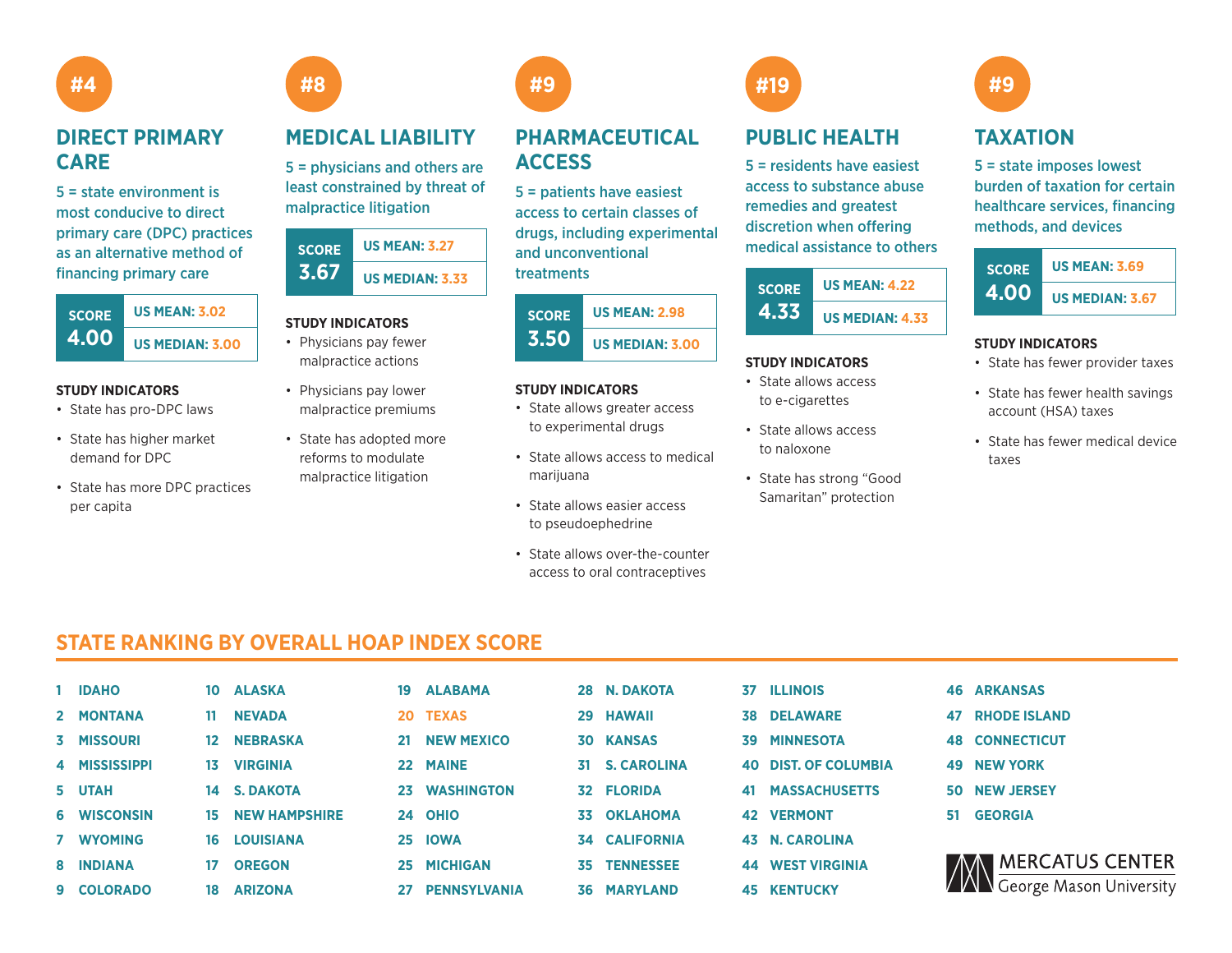#4

## DIRECT PRIMARY CARE

5 = state environment is most conducive to direct primary care (DPC) practices as an alternative method of financing primary care

| SCORE | US MEAN: 3.02 |
|---|---|
| 4.00 | US MEDIAN: 3.00 |

**STUDY INDICATORS**

- State has pro-DPC laws
- State has higher market demand for DPC
- State has more DPC practices per capita

#8

## MEDICAL LIABILITY

5 = physicians and others are least constrained by threat of malpractice litigation

| SCORE | US MEAN: 3.27 |
|---|---|
| 3.67 | US MEDIAN: 3.33 |

**STUDY INDICATORS**

- Physicians pay fewer malpractice actions
- Physicians pay lower malpractice premiums
- State has adopted more reforms to modulate malpractice litigation

#9

## PHARMACEUTICAL ACCESS

5 = patients have easiest access to certain classes of drugs, including experimental and unconventional treatments

| SCORE | US MEAN: 2.98 |
|---|---|
| 3.50 | US MEDIAN: 3.00 |

**STUDY INDICATORS**

- State allows greater access to experimental drugs
- State allows access to medical marijuana
- State allows easier access to pseudoephedrine
- State allows over-the-counter access to oral contraceptives

#19

## PUBLIC HEALTH

5 = residents have easiest access to substance abuse remedies and greatest discretion when offering medical assistance to others

| SCORE | US MEAN: 4.22 |
|---|---|
| 4.33 | US MEDIAN: 4.33 |

**STUDY INDICATORS**

- State allows access to e-cigarettes
- State allows access to naloxone
- State has strong "Good Samaritan" protection

#9

## TAXATION

5 = state imposes lowest burden of taxation for certain healthcare services, financing methods, and devices

| SCORE | US MEAN: 3.69 |
|---|---|
| 4.00 | US MEDIAN: 3.67 |

**STUDY INDICATORS**

- State has fewer provider taxes
- State has fewer health savings account (HSA) taxes
- State has fewer medical device taxes

## STATE RANKING BY OVERALL HOAP INDEX SCORE

1 IDAHO
2 MONTANA
3 MISSOURI
4 MISSISSIPPI
5 UTAH
6 WISCONSIN
7 WYOMING
8 INDIANA
9 COLORADO
10 ALASKA
11 NEVADA
12 NEBRASKA
13 VIRGINIA
14 S. DAKOTA
15 NEW HAMPSHIRE
16 LOUISIANA
17 OREGON
18 ARIZONA
19 ALABAMA
20 TEXAS
21 NEW MEXICO
22 MAINE
23 WASHINGTON
24 OHIO
25 IOWA
25 MICHIGAN
27 PENNSYLVANIA
28 N. DAKOTA
29 HAWAII
30 KANSAS
31 S. CAROLINA
32 FLORIDA
33 OKLAHOMA
34 CALIFORNIA
35 TENNESSEE
36 MARYLAND
37 ILLINOIS
38 DELAWARE
39 MINNESOTA
40 DIST. OF COLUMBIA
41 MASSACHUSETTS
42 VERMONT
43 N. CAROLINA
44 WEST VIRGINIA
45 KENTUCKY
46 ARKANSAS
47 RHODE ISLAND
48 CONNECTICUT
49 NEW YORK
50 NEW JERSEY
51 GEORGIA

MERCATUS CENTER
George Mason University